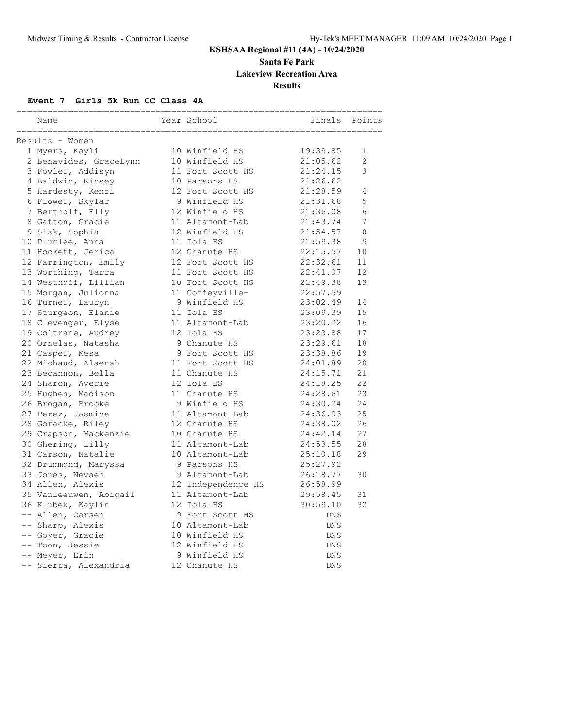# KSHSAA Regional #11 (4A) - 10/24/2020

## Santa Fe Park

## Lakeview Recreation Area

## Results

### Event 7 Girls 5k Run CC Class 4A

Results - Women

| Place | Name | Year | School | Finals | Points |
|---|---|---|---|---|---|
| 1 | Myers, Kayli | 10 | Winfield HS | 19:39.85 | 1 |
| 2 | Benavides, GraceLynn | 10 | Winfield HS | 21:05.62 | 2 |
| 3 | Fowler, Addisyn | 11 | Fort Scott HS | 21:24.15 | 3 |
| 4 | Baldwin, Kinsey | 10 | Parsons HS | 21:26.62 | |
| 5 | Hardesty, Kenzi | 12 | Fort Scott HS | 21:28.59 | 4 |
| 6 | Flower, Skylar | 9 | Winfield HS | 21:31.68 | 5 |
| 7 | Bertholf, Elly | 12 | Winfield HS | 21:36.08 | 6 |
| 8 | Gatton, Gracie | 11 | Altamont-Lab | 21:43.74 | 7 |
| 9 | Sisk, Sophia | 12 | Winfield HS | 21:54.57 | 8 |
| 10 | Plumlee, Anna | 11 | Iola HS | 21:59.38 | 9 |
| 11 | Hockett, Jerica | 12 | Chanute HS | 22:15.57 | 10 |
| 12 | Farrington, Emily | 12 | Fort Scott HS | 22:32.61 | 11 |
| 13 | Worthing, Tarra | 11 | Fort Scott HS | 22:41.07 | 12 |
| 14 | Westhoff, Lillian | 10 | Fort Scott HS | 22:49.38 | 13 |
| 15 | Morgan, Julionna | 11 | Coffeyville- | 22:57.59 | |
| 16 | Turner, Lauryn | 9 | Winfield HS | 23:02.49 | 14 |
| 17 | Sturgeon, Elanie | 11 | Iola HS | 23:09.39 | 15 |
| 18 | Clevenger, Elyse | 11 | Altamont-Lab | 23:20.22 | 16 |
| 19 | Coltrane, Audrey | 12 | Iola HS | 23:23.88 | 17 |
| 20 | Ornelas, Natasha | 9 | Chanute HS | 23:29.61 | 18 |
| 21 | Casper, Mesa | 9 | Fort Scott HS | 23:38.86 | 19 |
| 22 | Michaud, Alaenah | 11 | Fort Scott HS | 24:01.89 | 20 |
| 23 | Becannon, Bella | 11 | Chanute HS | 24:15.71 | 21 |
| 24 | Sharon, Averie | 12 | Iola HS | 24:18.25 | 22 |
| 25 | Hughes, Madison | 11 | Chanute HS | 24:28.61 | 23 |
| 26 | Brogan, Brooke | 9 | Winfield HS | 24:30.24 | 24 |
| 27 | Perez, Jasmine | 11 | Altamont-Lab | 24:36.93 | 25 |
| 28 | Goracke, Riley | 12 | Chanute HS | 24:38.02 | 26 |
| 29 | Crapson, Mackenzie | 10 | Chanute HS | 24:42.14 | 27 |
| 30 | Ghering, Lilly | 11 | Altamont-Lab | 24:53.55 | 28 |
| 31 | Carson, Natalie | 10 | Altamont-Lab | 25:10.18 | 29 |
| 32 | Drummond, Maryssa | 9 | Parsons HS | 25:27.92 | |
| 33 | Jones, Nevaeh | 9 | Altamont-Lab | 26:18.77 | 30 |
| 34 | Allen, Alexis | 12 | Independence HS | 26:58.99 | |
| 35 | Vanleeuwen, Abigail | 11 | Altamont-Lab | 29:58.45 | 31 |
| 36 | Klubek, Kaylin | 12 | Iola HS | 30:59.10 | 32 |
| -- | Allen, Carsen | 9 | Fort Scott HS | DNS | |
| -- | Sharp, Alexis | 10 | Altamont-Lab | DNS | |
| -- | Goyer, Gracie | 10 | Winfield HS | DNS | |
| -- | Toon, Jessie | 12 | Winfield HS | DNS | |
| -- | Meyer, Erin | 9 | Winfield HS | DNS | |
| -- | Sierra, Alexandria | 12 | Chanute HS | DNS | |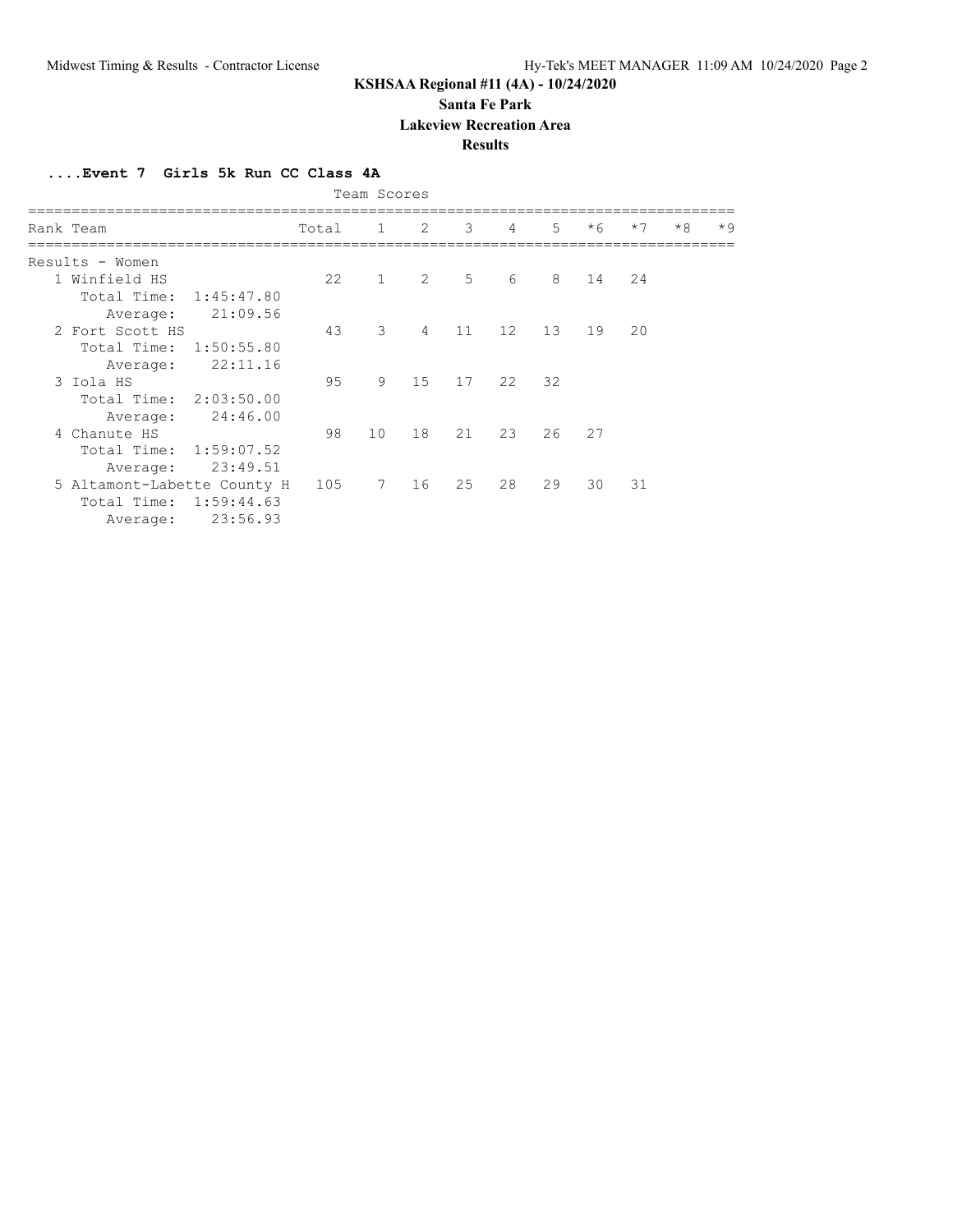# KSHSAA Regional #11 (4A) - 10/24/2020

## Santa Fe Park

## Lakeview Recreation Area

## Results

### ....Event 7 Girls 5k Run CC Class 4A

Team Scores

| Rank | Team | Total | 1 | 2 | 3 | 4 | 5 | *6 | *7 | *8 | *9 |
|---|---|---|---|---|---|---|---|---|---|---|---|
| Results - Women | | | | | | | | | | | |
| 1 | Winfield HS | 22 | 1 | 2 | 5 | 6 | 8 | 14 | 24 | | |
| | Total Time: 1:45:47.80 | | | | | | | | | | |
| | Average: 21:09.56 | | | | | | | | | | |
| 2 | Fort Scott HS | 43 | 3 | 4 | 11 | 12 | 13 | 19 | 20 | | |
| | Total Time: 1:50:55.80 | | | | | | | | | | |
| | Average: 22:11.16 | | | | | | | | | | |
| 3 | Iola HS | 95 | 9 | 15 | 17 | 22 | 32 | | | | |
| | Total Time: 2:03:50.00 | | | | | | | | | | |
| | Average: 24:46.00 | | | | | | | | | | |
| 4 | Chanute HS | 98 | 10 | 18 | 21 | 23 | 26 | 27 | | | |
| | Total Time: 1:59:07.52 | | | | | | | | | | |
| | Average: 23:49.51 | | | | | | | | | | |
| 5 | Altamont-Labette County H | 105 | 7 | 16 | 25 | 28 | 29 | 30 | 31 | | |
| | Total Time: 1:59:44.63 | | | | | | | | | | |
| | Average: 23:56.93 | | | | | | | | | | |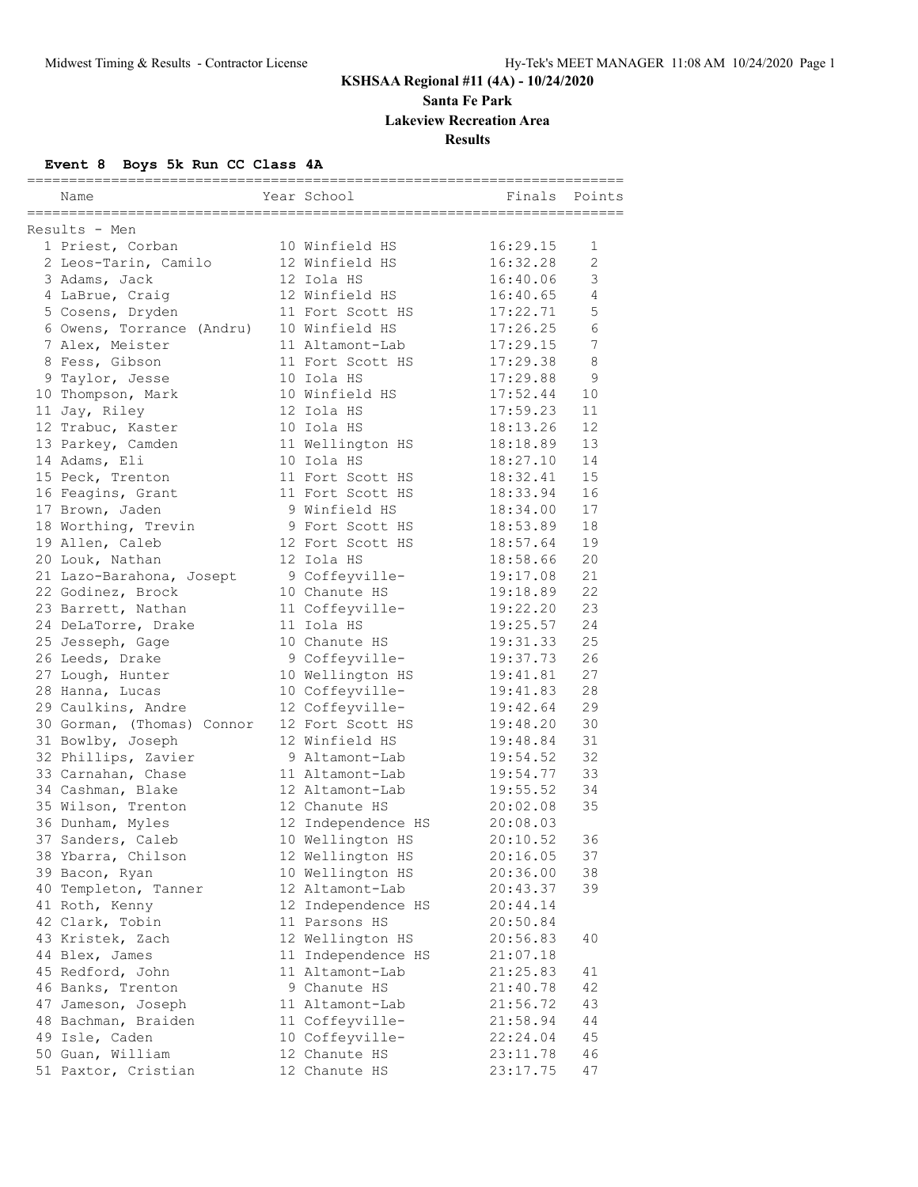# KSHSAA Regional #11 (4A) - 10/24/2020

## Santa Fe Park

## Lakeview Recreation Area

## Results

### Event 8 Boys 5k Run CC Class 4A

Results - Men

| Place | Name | Year | School | Finals | Points |
|---|---|---|---|---|---|
| 1 | Priest, Corban | 10 | Winfield HS | 16:29.15 | 1 |
| 2 | Leos-Tarin, Camilo | 12 | Winfield HS | 16:32.28 | 2 |
| 3 | Adams, Jack | 12 | Iola HS | 16:40.06 | 3 |
| 4 | LaBrue, Craig | 12 | Winfield HS | 16:40.65 | 4 |
| 5 | Cosens, Dryden | 11 | Fort Scott HS | 17:22.71 | 5 |
| 6 | Owens, Torrance (Andru) | 10 | Winfield HS | 17:26.25 | 6 |
| 7 | Alex, Meister | 11 | Altamont-Lab | 17:29.15 | 7 |
| 8 | Fess, Gibson | 11 | Fort Scott HS | 17:29.38 | 8 |
| 9 | Taylor, Jesse | 10 | Iola HS | 17:29.88 | 9 |
| 10 | Thompson, Mark | 10 | Winfield HS | 17:52.44 | 10 |
| 11 | Jay, Riley | 12 | Iola HS | 17:59.23 | 11 |
| 12 | Trabuc, Kaster | 10 | Iola HS | 18:13.26 | 12 |
| 13 | Parkey, Camden | 11 | Wellington HS | 18:18.89 | 13 |
| 14 | Adams, Eli | 10 | Iola HS | 18:27.10 | 14 |
| 15 | Peck, Trenton | 11 | Fort Scott HS | 18:32.41 | 15 |
| 16 | Feagins, Grant | 11 | Fort Scott HS | 18:33.94 | 16 |
| 17 | Brown, Jaden | 9 | Winfield HS | 18:34.00 | 17 |
| 18 | Worthing, Trevin | 9 | Fort Scott HS | 18:53.89 | 18 |
| 19 | Allen, Caleb | 12 | Fort Scott HS | 18:57.64 | 19 |
| 20 | Louk, Nathan | 12 | Iola HS | 18:58.66 | 20 |
| 21 | Lazo-Barahona, Josept | 9 | Coffeyville- | 19:17.08 | 21 |
| 22 | Godinez, Brock | 10 | Chanute HS | 19:18.89 | 22 |
| 23 | Barrett, Nathan | 11 | Coffeyville- | 19:22.20 | 23 |
| 24 | DeLaTorre, Drake | 11 | Iola HS | 19:25.57 | 24 |
| 25 | Jesseph, Gage | 10 | Chanute HS | 19:31.33 | 25 |
| 26 | Leeds, Drake | 9 | Coffeyville- | 19:37.73 | 26 |
| 27 | Lough, Hunter | 10 | Wellington HS | 19:41.81 | 27 |
| 28 | Hanna, Lucas | 10 | Coffeyville- | 19:41.83 | 28 |
| 29 | Caulkins, Andre | 12 | Coffeyville- | 19:42.64 | 29 |
| 30 | Gorman, (Thomas) Connor | 12 | Fort Scott HS | 19:48.20 | 30 |
| 31 | Bowlby, Joseph | 12 | Winfield HS | 19:48.84 | 31 |
| 32 | Phillips, Zavier | 9 | Altamont-Lab | 19:54.52 | 32 |
| 33 | Carnahan, Chase | 11 | Altamont-Lab | 19:54.77 | 33 |
| 34 | Cashman, Blake | 12 | Altamont-Lab | 19:55.52 | 34 |
| 35 | Wilson, Trenton | 12 | Chanute HS | 20:02.08 | 35 |
| 36 | Dunham, Myles | 12 | Independence HS | 20:08.03 | |
| 37 | Sanders, Caleb | 10 | Wellington HS | 20:10.52 | 36 |
| 38 | Ybarra, Chilson | 12 | Wellington HS | 20:16.05 | 37 |
| 39 | Bacon, Ryan | 10 | Wellington HS | 20:36.00 | 38 |
| 40 | Templeton, Tanner | 12 | Altamont-Lab | 20:43.37 | 39 |
| 41 | Roth, Kenny | 12 | Independence HS | 20:44.14 | |
| 42 | Clark, Tobin | 11 | Parsons HS | 20:50.84 | |
| 43 | Kristek, Zach | 12 | Wellington HS | 20:56.83 | 40 |
| 44 | Blex, James | 11 | Independence HS | 21:07.18 | |
| 45 | Redford, John | 11 | Altamont-Lab | 21:25.83 | 41 |
| 46 | Banks, Trenton | 9 | Chanute HS | 21:40.78 | 42 |
| 47 | Jameson, Joseph | 11 | Altamont-Lab | 21:56.72 | 43 |
| 48 | Bachman, Braiden | 11 | Coffeyville- | 21:58.94 | 44 |
| 49 | Isle, Caden | 10 | Coffeyville- | 22:24.04 | 45 |
| 50 | Guan, William | 12 | Chanute HS | 23:11.78 | 46 |
| 51 | Paxtor, Cristian | 12 | Chanute HS | 23:17.75 | 47 |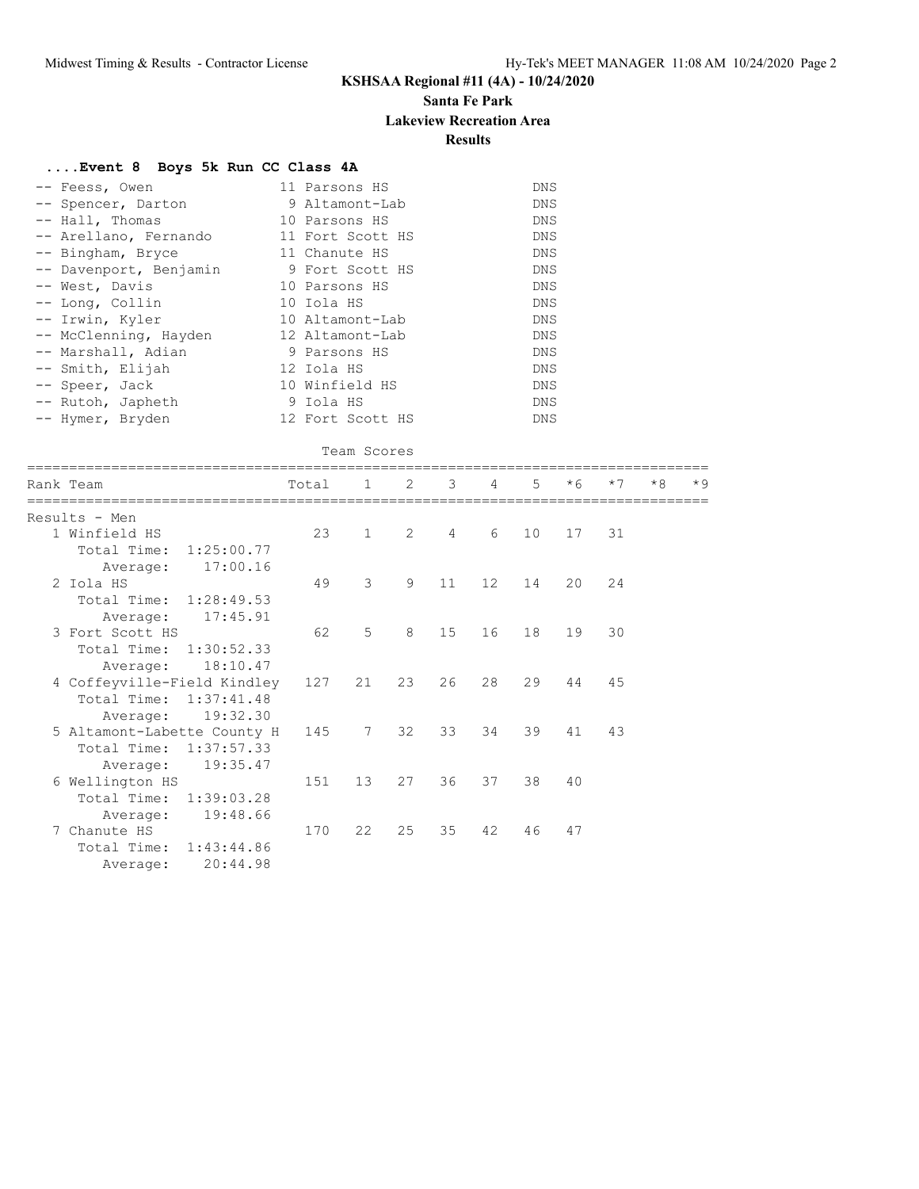# KSHSAA Regional #11 (4A) - 10/24/2020

## Santa Fe Park

## Lakeview Recreation Area

## Results

### ....Event 8 Boys 5k Run CC Class 4A

| | | | | |
|---|---|---|---|---|
| -- | Feess, Owen | 11 | Parsons HS | DNS |
| -- | Spencer, Darton | 9 | Altamont-Lab | DNS |
| -- | Hall, Thomas | 10 | Parsons HS | DNS |
| -- | Arellano, Fernando | 11 | Fort Scott HS | DNS |
| -- | Bingham, Bryce | 11 | Chanute HS | DNS |
| -- | Davenport, Benjamin | 9 | Fort Scott HS | DNS |
| -- | West, Davis | 10 | Parsons HS | DNS |
| -- | Long, Collin | 10 | Iola HS | DNS |
| -- | Irwin, Kyler | 10 | Altamont-Lab | DNS |
| -- | McClenning, Hayden | 12 | Altamont-Lab | DNS |
| -- | Marshall, Adian | 9 | Parsons HS | DNS |
| -- | Smith, Elijah | 12 | Iola HS | DNS |
| -- | Speer, Jack | 10 | Winfield HS | DNS |
| -- | Rutoh, Japheth | 9 | Iola HS | DNS |
| -- | Hymer, Bryden | 12 | Fort Scott HS | DNS |

Team Scores

| Rank | Team | Total | 1 | 2 | 3 | 4 | 5 | *6 | *7 | *8 | *9 |
|---|---|---|---|---|---|---|---|---|---|---|---|
| Results - Men | | | | | | | | | | | |
| 1 | Winfield HS | 23 | 1 | 2 | 4 | 6 | 10 | 17 | 31 | | |
| | Total Time: 1:25:00.77 | | | | | | | | | | |
| | Average: 17:00.16 | | | | | | | | | | |
| 2 | Iola HS | 49 | 3 | 9 | 11 | 12 | 14 | 20 | 24 | | |
| | Total Time: 1:28:49.53 | | | | | | | | | | |
| | Average: 17:45.91 | | | | | | | | | | |
| 3 | Fort Scott HS | 62 | 5 | 8 | 15 | 16 | 18 | 19 | 30 | | |
| | Total Time: 1:30:52.33 | | | | | | | | | | |
| | Average: 18:10.47 | | | | | | | | | | |
| 4 | Coffeyville-Field Kindley | 127 | 21 | 23 | 26 | 28 | 29 | 44 | 45 | | |
| | Total Time: 1:37:41.48 | | | | | | | | | | |
| | Average: 19:32.30 | | | | | | | | | | |
| 5 | Altamont-Labette County H | 145 | 7 | 32 | 33 | 34 | 39 | 41 | 43 | | |
| | Total Time: 1:37:57.33 | | | | | | | | | | |
| | Average: 19:35.47 | | | | | | | | | | |
| 6 | Wellington HS | 151 | 13 | 27 | 36 | 37 | 38 | 40 | | | |
| | Total Time: 1:39:03.28 | | | | | | | | | | |
| | Average: 19:48.66 | | | | | | | | | | |
| 7 | Chanute HS | 170 | 22 | 25 | 35 | 42 | 46 | 47 | | | |
| | Total Time: 1:43:44.86 | | | | | | | | | | |
| | Average: 20:44.98 | | | | | | | | | | |